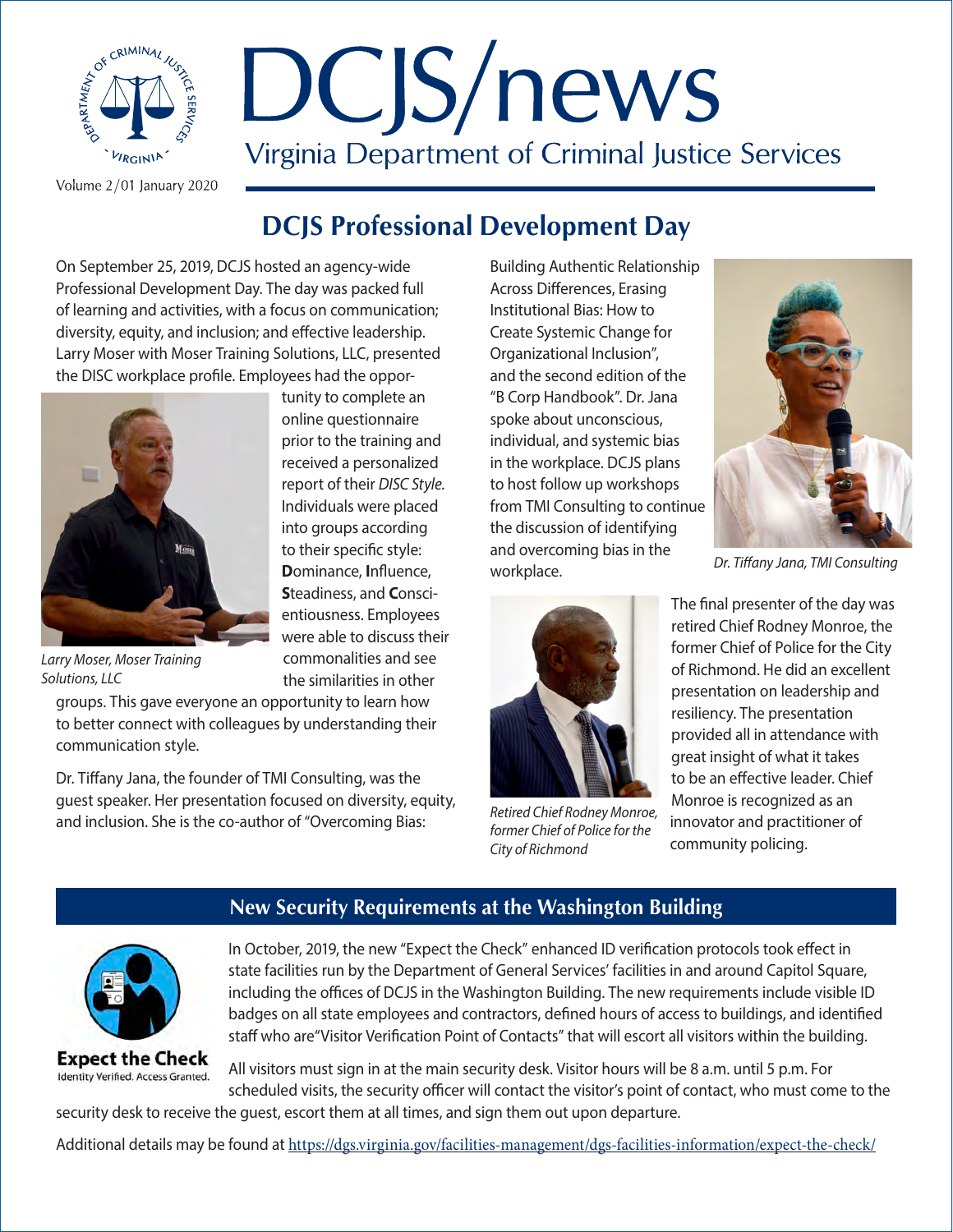# DCJS/news

Virginia Department of Criminal Justice Services

Volume 2/01 January 2020

## DCJS Professional Development Day

On September 25, 2019, DCJS hosted an agency-wide Professional Development Day. The day was packed full of learning and activities, with a focus on communication; diversity, equity, and inclusion; and effective leadership. Larry Moser with Moser Training Solutions, LLC, presented the DISC workplace profile. Employees had the opportunity to complete an online questionnaire prior to the training and received a personalized report of their *DISC Style*. Individuals were placed into groups according to their specific style: **D**ominance, **I**nfluence, **S**teadiness, and **C**onscientiousness. Employees were able to discuss their commonalities and see the similarities in other groups. This gave everyone an opportunity to learn how to better connect with colleagues by understanding their communication style.

*Larry Moser, Moser Training Solutions, LLC*

Dr. Tiffany Jana, the founder of TMI Consulting, was the guest speaker. Her presentation focused on diversity, equity, and inclusion. She is the co-author of "Overcoming Bias: Building Authentic Relationship Across Differences, Erasing Institutional Bias: How to Create Systemic Change for Organizational Inclusion", and the second edition of the "B Corp Handbook". Dr. Jana spoke about unconscious, individual, and systemic bias in the workplace. DCJS plans to host follow up workshops from TMI Consulting to continue the discussion of identifying and overcoming bias in the workplace.

*Dr. Tiffany Jana, TMI Consulting*

The final presenter of the day was retired Chief Rodney Monroe, the former Chief of Police for the City of Richmond. He did an excellent presentation on leadership and resiliency. The presentation provided all in attendance with great insight of what it takes to be an effective leader. Chief Monroe is recognized as an innovator and practitioner of community policing.

*Retired Chief Rodney Monroe, former Chief of Police for the City of Richmond*

## New Security Requirements at the Washington Building

**Expect the Check**
Identity Verified. Access Granted.

In October, 2019, the new "Expect the Check" enhanced ID verification protocols took effect in state facilities run by the Department of General Services' facilities in and around Capitol Square, including the offices of DCJS in the Washington Building. The new requirements include visible ID badges on all state employees and contractors, defined hours of access to buildings, and identified staff who are"Visitor Verification Point of Contacts" that will escort all visitors within the building.

All visitors must sign in at the main security desk. Visitor hours will be 8 a.m. until 5 p.m. For scheduled visits, the security officer will contact the visitor's point of contact, who must come to the security desk to receive the guest, escort them at all times, and sign them out upon departure.

Additional details may be found at https://dgs.virginia.gov/facilities-management/dgs-facilities-information/expect-the-check/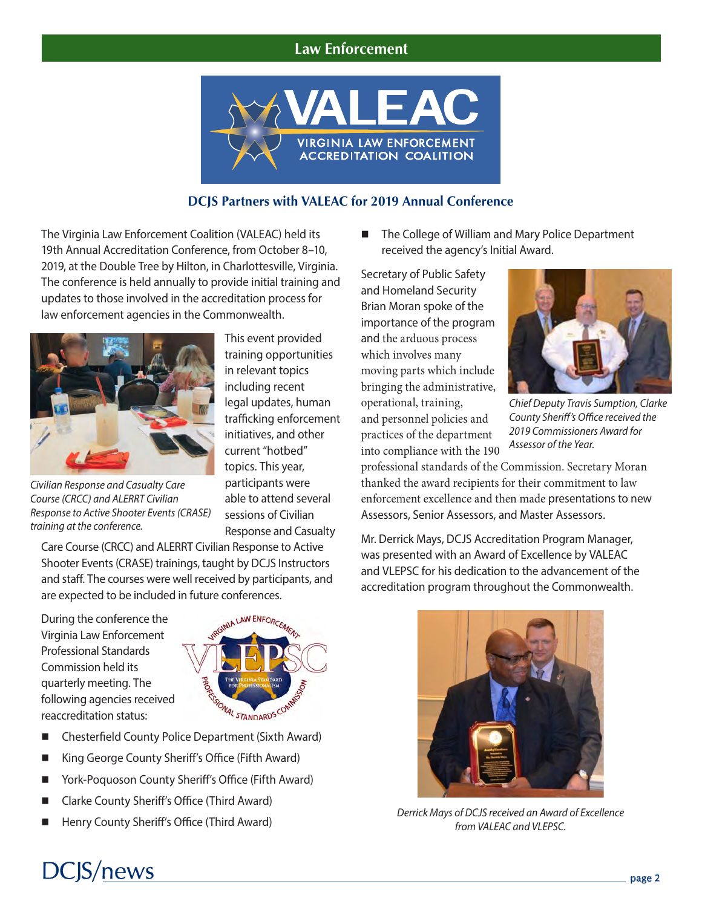## Law Enforcement

### DCJS Partners with VALEAC for 2019 Annual Conference

The Virginia Law Enforcement Coalition (VALEAC) held its 19th Annual Accreditation Conference, from October 8–10, 2019, at the Double Tree by Hilton, in Charlottesville, Virginia. The conference is held annually to provide initial training and updates to those involved in the accreditation process for law enforcement agencies in the Commonwealth.

*Civilian Response and Casualty Care Course (CRCC) and ALERRT Civilian Response to Active Shooter Events (CRASE) training at the conference.*

This event provided training opportunities in relevant topics including recent legal updates, human trafficking enforcement initiatives, and other current "hotbed" topics. This year, participants were able to attend several sessions of Civilian Response and Casualty Care Course (CRCC) and ALERRT Civilian Response to Active Shooter Events (CRASE) trainings, taught by DCJS Instructors and staff. The courses were well received by participants, and are expected to be included in future conferences.

During the conference the Virginia Law Enforcement Professional Standards Commission held its quarterly meeting. The following agencies received reaccreditation status:

- Chesterfield County Police Department (Sixth Award)
- King George County Sheriff's Office (Fifth Award)
- York-Poquoson County Sheriff's Office (Fifth Award)
- Clarke County Sheriff's Office (Third Award)
- Henry County Sheriff's Office (Third Award)
- The College of William and Mary Police Department received the agency's Initial Award.

Secretary of Public Safety and Homeland Security Brian Moran spoke of the importance of the program and the arduous process which involves many moving parts which include bringing the administrative, operational, training, and personnel policies and practices of the department into compliance with the 190 professional standards of the Commission. Secretary Moran thanked the award recipients for their commitment to law enforcement excellence and then made presentations to new Assessors, Senior Assessors, and Master Assessors.

*Chief Deputy Travis Sumption, Clarke County Sheriff's Office received the 2019 Commissioners Award for Assessor of the Year.*

Mr. Derrick Mays, DCJS Accreditation Program Manager, was presented with an Award of Excellence by VALEAC and VLEPSC for his dedication to the advancement of the accreditation program throughout the Commonwealth.

*Derrick Mays of DCJS received an Award of Excellence from VALEAC and VLEPSC.*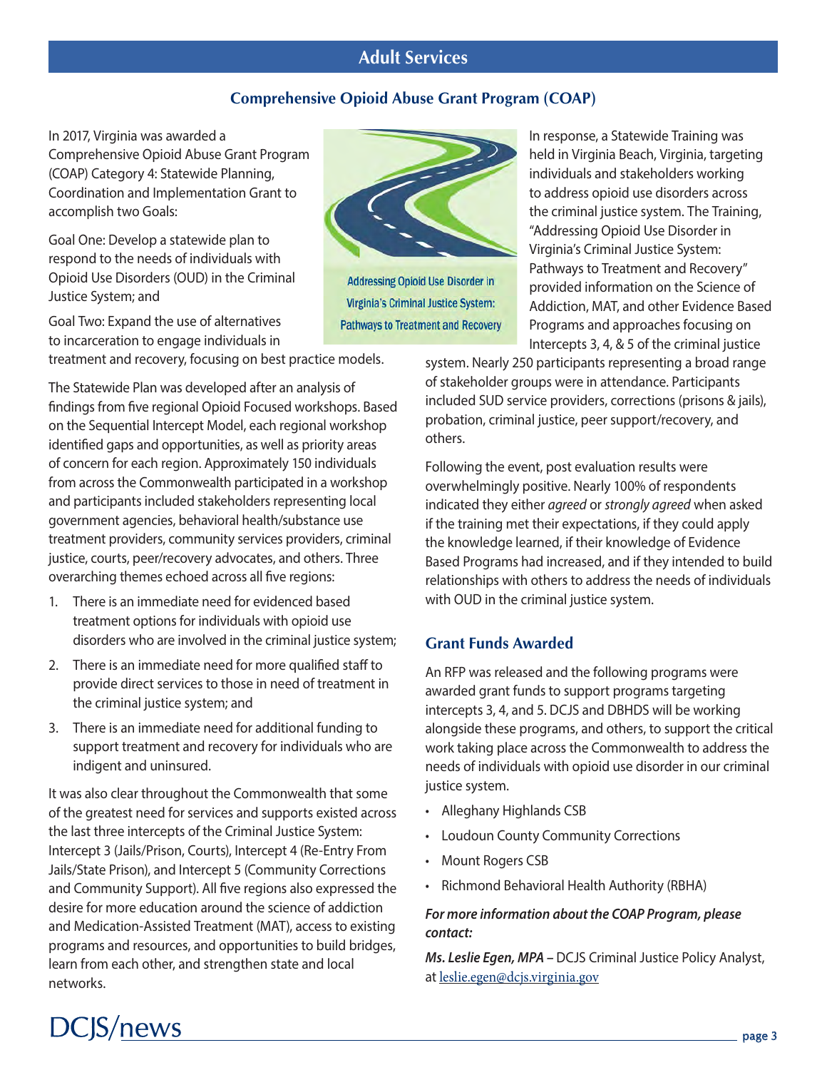## Adult Services

### Comprehensive Opioid Abuse Grant Program (COAP)

In 2017, Virginia was awarded a Comprehensive Opioid Abuse Grant Program (COAP) Category 4: Statewide Planning, Coordination and Implementation Grant to accomplish two Goals:

Goal One: Develop a statewide plan to respond to the needs of individuals with Opioid Use Disorders (OUD) in the Criminal Justice System; and

Goal Two: Expand the use of alternatives to incarceration to engage individuals in treatment and recovery, focusing on best practice models.

The Statewide Plan was developed after an analysis of findings from five regional Opioid Focused workshops. Based on the Sequential Intercept Model, each regional workshop identified gaps and opportunities, as well as priority areas of concern for each region. Approximately 150 individuals from across the Commonwealth participated in a workshop and participants included stakeholders representing local government agencies, behavioral health/substance use treatment providers, community services providers, criminal justice, courts, peer/recovery advocates, and others. Three overarching themes echoed across all five regions:

1. There is an immediate need for evidenced based treatment options for individuals with opioid use disorders who are involved in the criminal justice system;
2. There is an immediate need for more qualified staff to provide direct services to those in need of treatment in the criminal justice system; and
3. There is an immediate need for additional funding to support treatment and recovery for individuals who are indigent and uninsured.

It was also clear throughout the Commonwealth that some of the greatest need for services and supports existed across the last three intercepts of the Criminal Justice System: Intercept 3 (Jails/Prison, Courts), Intercept 4 (Re-Entry From Jails/State Prison), and Intercept 5 (Community Corrections and Community Support). All five regions also expressed the desire for more education around the science of addiction and Medication-Assisted Treatment (MAT), access to existing programs and resources, and opportunities to build bridges, learn from each other, and strengthen state and local networks.

Addressing Opioid Use Disorder in Virginia's Criminal Justice System: Pathways to Treatment and Recovery

In response, a Statewide Training was held in Virginia Beach, Virginia, targeting individuals and stakeholders working to address opioid use disorders across the criminal justice system. The Training, "Addressing Opioid Use Disorder in Virginia's Criminal Justice System: Pathways to Treatment and Recovery" provided information on the Science of Addiction, MAT, and other Evidence Based Programs and approaches focusing on Intercepts 3, 4, & 5 of the criminal justice system. Nearly 250 participants representing a broad range of stakeholder groups were in attendance. Participants included SUD service providers, corrections (prisons & jails), probation, criminal justice, peer support/recovery, and others.

Following the event, post evaluation results were overwhelmingly positive. Nearly 100% of respondents indicated they either *agreed* or *strongly agreed* when asked if the training met their expectations, if they could apply the knowledge learned, if their knowledge of Evidence Based Programs had increased, and if they intended to build relationships with others to address the needs of individuals with OUD in the criminal justice system.

### Grant Funds Awarded

An RFP was released and the following programs were awarded grant funds to support programs targeting intercepts 3, 4, and 5. DCJS and DBHDS will be working alongside these programs, and others, to support the critical work taking place across the Commonwealth to address the needs of individuals with opioid use disorder in our criminal justice system.

- Alleghany Highlands CSB
- Loudoun County Community Corrections
- Mount Rogers CSB
- Richmond Behavioral Health Authority (RBHA)

***For more information about the COAP Program, please contact:***

***Ms. Leslie Egen, MPA*** – DCJS Criminal Justice Policy Analyst, at leslie.egen@dcjs.virginia.gov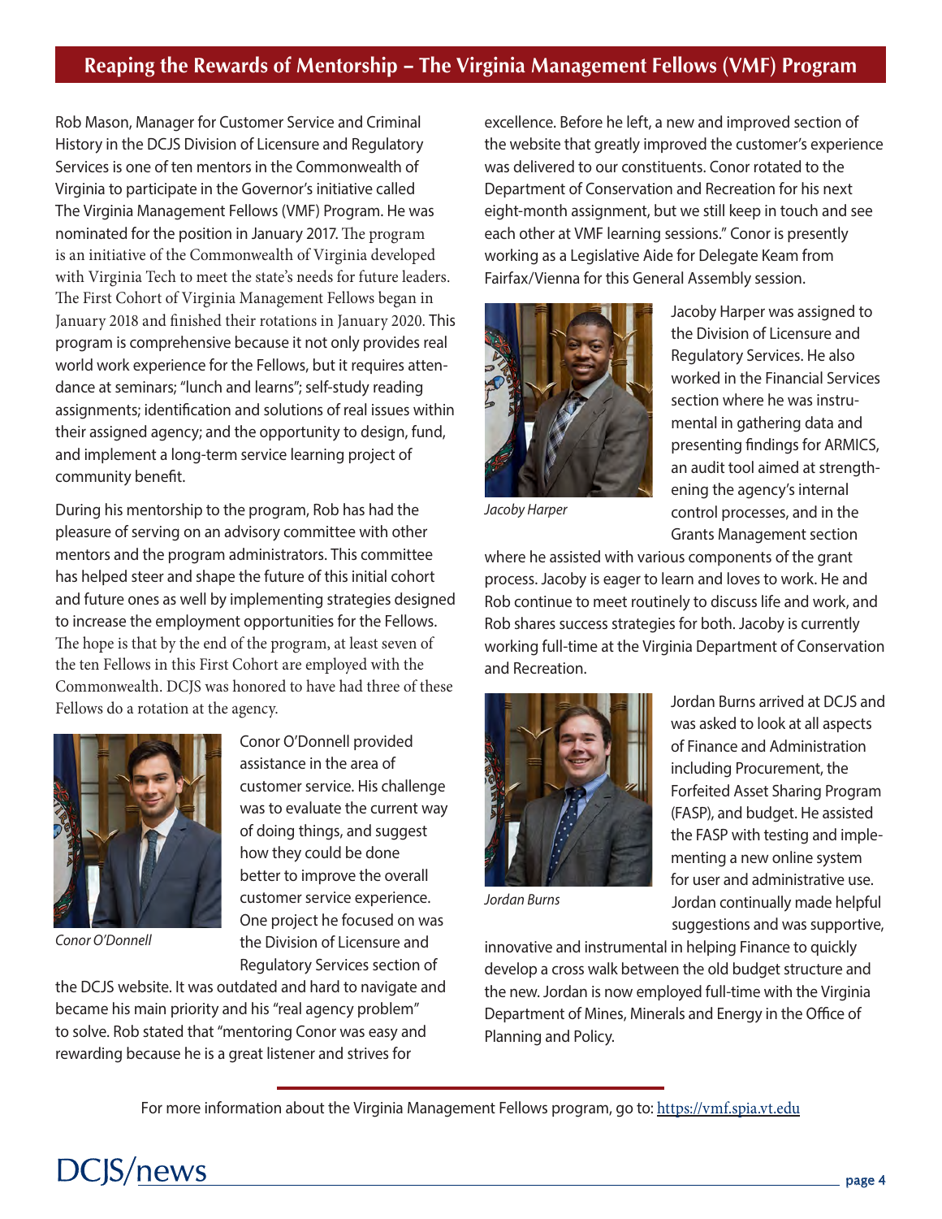## Reaping the Rewards of Mentorship – The Virginia Management Fellows (VMF) Program

Rob Mason, Manager for Customer Service and Criminal History in the DCJS Division of Licensure and Regulatory Services is one of ten mentors in the Commonwealth of Virginia to participate in the Governor's initiative called The Virginia Management Fellows (VMF) Program. He was nominated for the position in January 2017. The program is an initiative of the Commonwealth of Virginia developed with Virginia Tech to meet the state's needs for future leaders. The First Cohort of Virginia Management Fellows began in January 2018 and finished their rotations in January 2020. This program is comprehensive because it not only provides real world work experience for the Fellows, but it requires attendance at seminars; "lunch and learns"; self-study reading assignments; identification and solutions of real issues within their assigned agency; and the opportunity to design, fund, and implement a long-term service learning project of community benefit.

During his mentorship to the program, Rob has had the pleasure of serving on an advisory committee with other mentors and the program administrators. This committee has helped steer and shape the future of this initial cohort and future ones as well by implementing strategies designed to increase the employment opportunities for the Fellows. The hope is that by the end of the program, at least seven of the ten Fellows in this First Cohort are employed with the Commonwealth. DCJS was honored to have had three of these Fellows do a rotation at the agency.

*Conor O'Donnell*

Conor O'Donnell provided assistance in the area of customer service. His challenge was to evaluate the current way of doing things, and suggest how they could be done better to improve the overall customer service experience. One project he focused on was the Division of Licensure and Regulatory Services section of the DCJS website. It was outdated and hard to navigate and became his main priority and his "real agency problem" to solve. Rob stated that "mentoring Conor was easy and rewarding because he is a great listener and strives for excellence. Before he left, a new and improved section of the website that greatly improved the customer's experience was delivered to our constituents. Conor rotated to the Department of Conservation and Recreation for his next eight-month assignment, but we still keep in touch and see each other at VMF learning sessions." Conor is presently working as a Legislative Aide for Delegate Keam from Fairfax/Vienna for this General Assembly session.

*Jacoby Harper*

Jacoby Harper was assigned to the Division of Licensure and Regulatory Services. He also worked in the Financial Services section where he was instrumental in gathering data and presenting findings for ARMICS, an audit tool aimed at strengthening the agency's internal control processes, and in the Grants Management section where he assisted with various components of the grant process. Jacoby is eager to learn and loves to work. He and Rob continue to meet routinely to discuss life and work, and Rob shares success strategies for both. Jacoby is currently working full-time at the Virginia Department of Conservation and Recreation.

*Jordan Burns*

Jordan Burns arrived at DCJS and was asked to look at all aspects of Finance and Administration including Procurement, the Forfeited Asset Sharing Program (FASP), and budget. He assisted the FASP with testing and implementing a new online system for user and administrative use. Jordan continually made helpful suggestions and was supportive, innovative and instrumental in helping Finance to quickly develop a cross walk between the old budget structure and the new. Jordan is now employed full-time with the Virginia Department of Mines, Minerals and Energy in the Office of Planning and Policy.

For more information about the Virginia Management Fellows program, go to: https://vmf.spia.vt.edu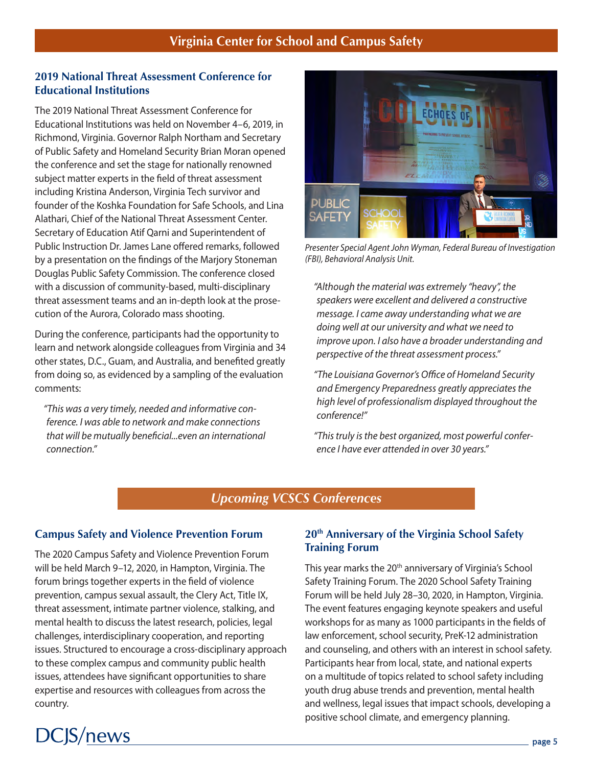# Virginia Center for School and Campus Safety

## 2019 National Threat Assessment Conference for Educational Institutions

The 2019 National Threat Assessment Conference for Educational Institutions was held on November 4–6, 2019, in Richmond, Virginia. Governor Ralph Northam and Secretary of Public Safety and Homeland Security Brian Moran opened the conference and set the stage for nationally renowned subject matter experts in the field of threat assessment including Kristina Anderson, Virginia Tech survivor and founder of the Koshka Foundation for Safe Schools, and Lina Alathari, Chief of the National Threat Assessment Center. Secretary of Education Atif Qarni and Superintendent of Public Instruction Dr. James Lane offered remarks, followed by a presentation on the findings of the Marjory Stoneman Douglas Public Safety Commission. The conference closed with a discussion of community-based, multi-disciplinary threat assessment teams and an in-depth look at the prosecution of the Aurora, Colorado mass shooting.

During the conference, participants had the opportunity to learn and network alongside colleagues from Virginia and 34 other states, D.C., Guam, and Australia, and benefited greatly from doing so, as evidenced by a sampling of the evaluation comments:

> *"This was a very timely, needed and informative conference. I was able to network and make connections that will be mutually beneficial...even an international connection."*

*Presenter Special Agent John Wyman, Federal Bureau of Investigation (FBI), Behavioral Analysis Unit.*

> *"Although the material was extremely "heavy", the speakers were excellent and delivered a constructive message. I came away understanding what we are doing well at our university and what we need to improve upon. I also have a broader understanding and perspective of the threat assessment process."*

> *"The Louisiana Governor's Office of Homeland Security and Emergency Preparedness greatly appreciates the high level of professionalism displayed throughout the conference!"*

> *"This truly is the best organized, most powerful conference I have ever attended in over 30 years."*

## *Upcoming VCSCS Conferences*

### Campus Safety and Violence Prevention Forum

The 2020 Campus Safety and Violence Prevention Forum will be held March 9–12, 2020, in Hampton, Virginia. The forum brings together experts in the field of violence prevention, campus sexual assault, the Clery Act, Title IX, threat assessment, intimate partner violence, stalking, and mental health to discuss the latest research, policies, legal challenges, interdisciplinary cooperation, and reporting issues. Structured to encourage a cross-disciplinary approach to these complex campus and community public health issues, attendees have significant opportunities to share expertise and resources with colleagues from across the country.

### 20th Anniversary of the Virginia School Safety Training Forum

This year marks the 20th anniversary of Virginia's School Safety Training Forum. The 2020 School Safety Training Forum will be held July 28–30, 2020, in Hampton, Virginia. The event features engaging keynote speakers and useful workshops for as many as 1000 participants in the fields of law enforcement, school security, PreK-12 administration and counseling, and others with an interest in school safety. Participants hear from local, state, and national experts on a multitude of topics related to school safety including youth drug abuse trends and prevention, mental health and wellness, legal issues that impact schools, developing a positive school climate, and emergency planning.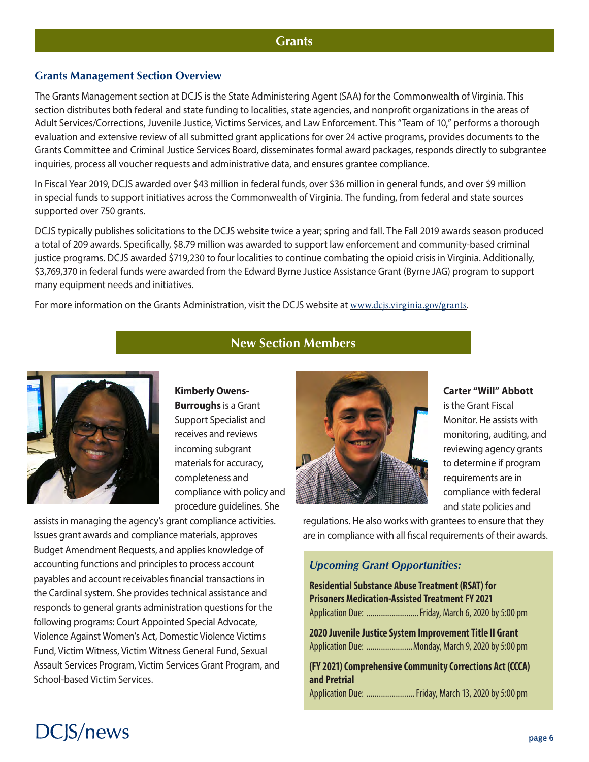# Grants

## Grants Management Section Overview

The Grants Management section at DCJS is the State Administering Agent (SAA) for the Commonwealth of Virginia. This section distributes both federal and state funding to localities, state agencies, and nonprofit organizations in the areas of Adult Services/Corrections, Juvenile Justice, Victims Services, and Law Enforcement. This "Team of 10," performs a thorough evaluation and extensive review of all submitted grant applications for over 24 active programs, provides documents to the Grants Committee and Criminal Justice Services Board, disseminates formal award packages, responds directly to subgrantee inquiries, process all voucher requests and administrative data, and ensures grantee compliance.

In Fiscal Year 2019, DCJS awarded over $43 million in federal funds, over $36 million in general funds, and over $9 million in special funds to support initiatives across the Commonwealth of Virginia. The funding, from federal and state sources supported over 750 grants.

DCJS typically publishes solicitations to the DCJS website twice a year; spring and fall. The Fall 2019 awards season produced a total of 209 awards. Specifically, $8.79 million was awarded to support law enforcement and community-based criminal justice programs. DCJS awarded $719,230 to four localities to continue combating the opioid crisis in Virginia. Additionally, $3,769,370 in federal funds were awarded from the Edward Byrne Justice Assistance Grant (Byrne JAG) program to support many equipment needs and initiatives.

For more information on the Grants Administration, visit the DCJS website at www.dcjs.virginia.gov/grants.

## New Section Members

**Kimberly Owens-Burroughs** is a Grant Support Specialist and receives and reviews incoming subgrant materials for accuracy, completeness and compliance with policy and procedure guidelines. She assists in managing the agency's grant compliance activities. Issues grant awards and compliance materials, approves Budget Amendment Requests, and applies knowledge of accounting functions and principles to process account payables and account receivables financial transactions in the Cardinal system. She provides technical assistance and responds to general grants administration questions for the following programs: Court Appointed Special Advocate, Violence Against Women's Act, Domestic Violence Victims Fund, Victim Witness, Victim Witness General Fund, Sexual Assault Services Program, Victim Services Grant Program, and School-based Victim Services.

**Carter "Will" Abbott** is the Grant Fiscal Monitor. He assists with monitoring, auditing, and reviewing agency grants to determine if program requirements are in compliance with federal and state policies and regulations. He also works with grantees to ensure that they are in compliance with all fiscal requirements of their awards.

### *Upcoming Grant Opportunities:*

**Residential Substance Abuse Treatment (RSAT) for Prisoners Medication-Assisted Treatment FY 2021**
Application Due: ......................... Friday, March 6, 2020 by 5:00 pm

**2020 Juvenile Justice System Improvement Title II Grant**
Application Due: ...................... Monday, March 9, 2020 by 5:00 pm

**(FY 2021) Comprehensive Community Corrections Act (CCCA) and Pretrial**
Application Due: ....................... Friday, March 13, 2020 by 5:00 pm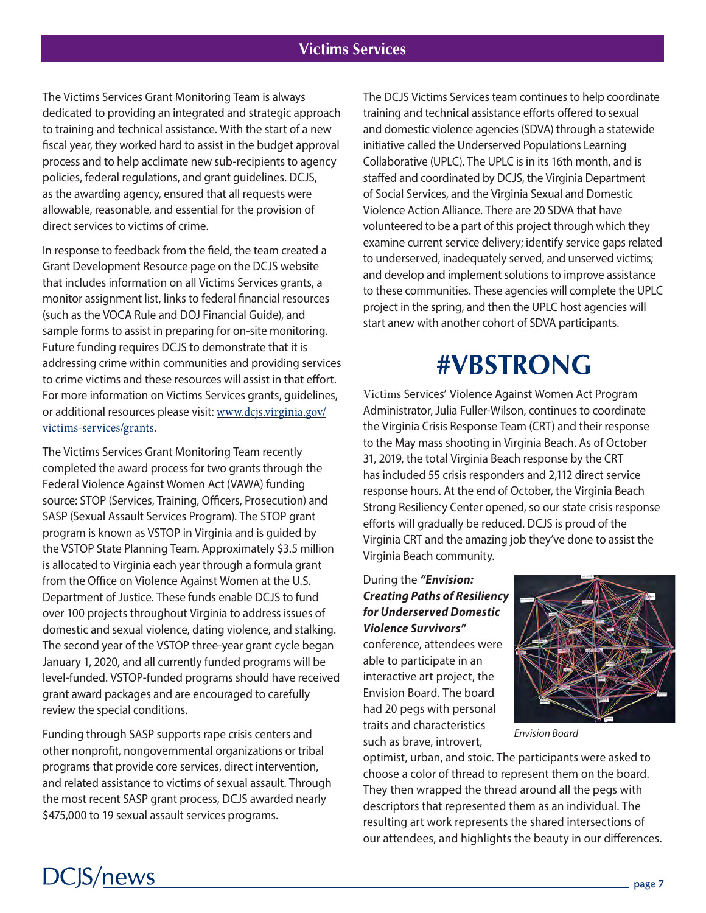## Victims Services

The Victims Services Grant Monitoring Team is always dedicated to providing an integrated and strategic approach to training and technical assistance. With the start of a new fiscal year, they worked hard to assist in the budget approval process and to help acclimate new sub-recipients to agency policies, federal regulations, and grant guidelines. DCJS, as the awarding agency, ensured that all requests were allowable, reasonable, and essential for the provision of direct services to victims of crime.

In response to feedback from the field, the team created a Grant Development Resource page on the DCJS website that includes information on all Victims Services grants, a monitor assignment list, links to federal financial resources (such as the VOCA Rule and DOJ Financial Guide), and sample forms to assist in preparing for on-site monitoring. Future funding requires DCJS to demonstrate that it is addressing crime within communities and providing services to crime victims and these resources will assist in that effort. For more information on Victims Services grants, guidelines, or additional resources please visit: www.dcjs.virginia.gov/victims-services/grants.

The Victims Services Grant Monitoring Team recently completed the award process for two grants through the Federal Violence Against Women Act (VAWA) funding source: STOP (Services, Training, Officers, Prosecution) and SASP (Sexual Assault Services Program). The STOP grant program is known as VSTOP in Virginia and is guided by the VSTOP State Planning Team. Approximately $3.5 million is allocated to Virginia each year through a formula grant from the Office on Violence Against Women at the U.S. Department of Justice. These funds enable DCJS to fund over 100 projects throughout Virginia to address issues of domestic and sexual violence, dating violence, and stalking. The second year of the VSTOP three-year grant cycle began January 1, 2020, and all currently funded programs will be level-funded. VSTOP-funded programs should have received grant award packages and are encouraged to carefully review the special conditions.

Funding through SASP supports rape crisis centers and other nonprofit, nongovernmental organizations or tribal programs that provide core services, direct intervention, and related assistance to victims of sexual assault. Through the most recent SASP grant process, DCJS awarded nearly $475,000 to 19 sexual assault services programs.

The DCJS Victims Services team continues to help coordinate training and technical assistance efforts offered to sexual and domestic violence agencies (SDVA) through a statewide initiative called the Underserved Populations Learning Collaborative (UPLC). The UPLC is in its 16th month, and is staffed and coordinated by DCJS, the Virginia Department of Social Services, and the Virginia Sexual and Domestic Violence Action Alliance. There are 20 SDVA that have volunteered to be a part of this project through which they examine current service delivery; identify service gaps related to underserved, inadequately served, and unserved victims; and develop and implement solutions to improve assistance to these communities. These agencies will complete the UPLC project in the spring, and then the UPLC host agencies will start anew with another cohort of SDVA participants.

## #VBSTRONG

Victims Services' Violence Against Women Act Program Administrator, Julia Fuller-Wilson, continues to coordinate the Virginia Crisis Response Team (CRT) and their response to the May mass shooting in Virginia Beach. As of October 31, 2019, the total Virginia Beach response by the CRT has included 55 crisis responders and 2,112 direct service response hours. At the end of October, the Virginia Beach Strong Resiliency Center opened, so our state crisis response efforts will gradually be reduced. DCJS is proud of the Virginia CRT and the amazing job they've done to assist the Virginia Beach community.

During the ***"Envision: Creating Paths of Resiliency for Underserved Domestic Violence Survivors"*** conference, attendees were able to participate in an interactive art project, the Envision Board. The board had 20 pegs with personal traits and characteristics such as brave, introvert, optimist, urban, and stoic. The participants were asked to choose a color of thread to represent them on the board. They then wrapped the thread around all the pegs with descriptors that represented them as an individual. The resulting art work represents the shared intersections of our attendees, and highlights the beauty in our differences.

*Envision Board*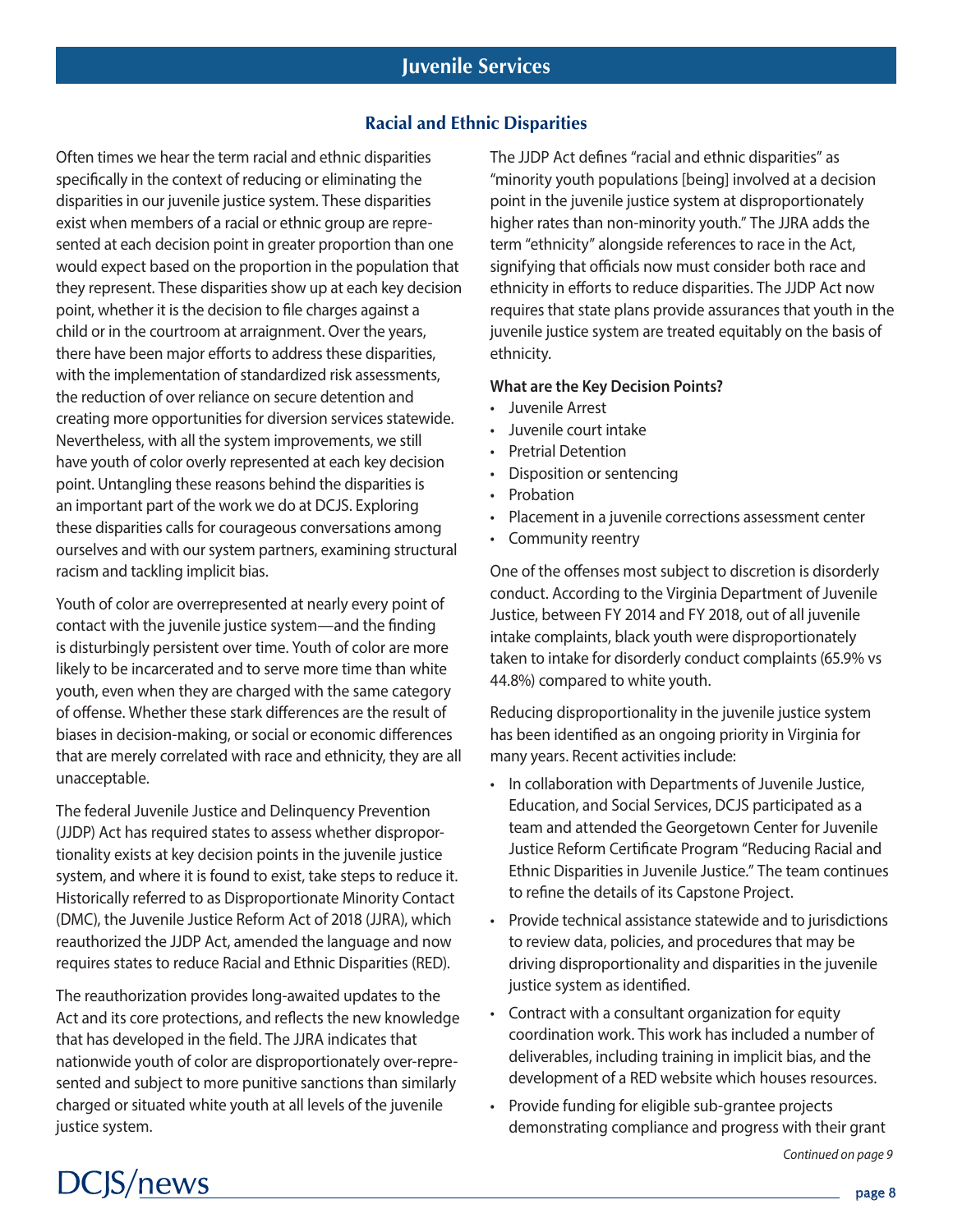## Juvenile Services

### Racial and Ethnic Disparities

Often times we hear the term racial and ethnic disparities specifically in the context of reducing or eliminating the disparities in our juvenile justice system. These disparities exist when members of a racial or ethnic group are represented at each decision point in greater proportion than one would expect based on the proportion in the population that they represent. These disparities show up at each key decision point, whether it is the decision to file charges against a child or in the courtroom at arraignment. Over the years, there have been major efforts to address these disparities, with the implementation of standardized risk assessments, the reduction of over reliance on secure detention and creating more opportunities for diversion services statewide. Nevertheless, with all the system improvements, we still have youth of color overly represented at each key decision point. Untangling these reasons behind the disparities is an important part of the work we do at DCJS. Exploring these disparities calls for courageous conversations among ourselves and with our system partners, examining structural racism and tackling implicit bias.

Youth of color are overrepresented at nearly every point of contact with the juvenile justice system—and the finding is disturbingly persistent over time. Youth of color are more likely to be incarcerated and to serve more time than white youth, even when they are charged with the same category of offense. Whether these stark differences are the result of biases in decision-making, or social or economic differences that are merely correlated with race and ethnicity, they are all unacceptable.

The federal Juvenile Justice and Delinquency Prevention (JJDP) Act has required states to assess whether disproportionality exists at key decision points in the juvenile justice system, and where it is found to exist, take steps to reduce it. Historically referred to as Disproportionate Minority Contact (DMC), the Juvenile Justice Reform Act of 2018 (JJRA), which reauthorized the JJDP Act, amended the language and now requires states to reduce Racial and Ethnic Disparities (RED).

The reauthorization provides long-awaited updates to the Act and its core protections, and reflects the new knowledge that has developed in the field. The JJRA indicates that nationwide youth of color are disproportionately over-represented and subject to more punitive sanctions than similarly charged or situated white youth at all levels of the juvenile justice system.

The JJDP Act defines "racial and ethnic disparities" as "minority youth populations [being] involved at a decision point in the juvenile justice system at disproportionately higher rates than non-minority youth." The JJRA adds the term "ethnicity" alongside references to race in the Act, signifying that officials now must consider both race and ethnicity in efforts to reduce disparities. The JJDP Act now requires that state plans provide assurances that youth in the juvenile justice system are treated equitably on the basis of ethnicity.

**What are the Key Decision Points?**

- Juvenile Arrest
- Juvenile court intake
- Pretrial Detention
- Disposition or sentencing
- Probation
- Placement in a juvenile corrections assessment center
- Community reentry

One of the offenses most subject to discretion is disorderly conduct. According to the Virginia Department of Juvenile Justice, between FY 2014 and FY 2018, out of all juvenile intake complaints, black youth were disproportionately taken to intake for disorderly conduct complaints (65.9% vs 44.8%) compared to white youth.

Reducing disproportionality in the juvenile justice system has been identified as an ongoing priority in Virginia for many years. Recent activities include:

- In collaboration with Departments of Juvenile Justice, Education, and Social Services, DCJS participated as a team and attended the Georgetown Center for Juvenile Justice Reform Certificate Program "Reducing Racial and Ethnic Disparities in Juvenile Justice." The team continues to refine the details of its Capstone Project.
- Provide technical assistance statewide and to jurisdictions to review data, policies, and procedures that may be driving disproportionality and disparities in the juvenile justice system as identified.
- Contract with a consultant organization for equity coordination work. This work has included a number of deliverables, including training in implicit bias, and the development of a RED website which houses resources.
- Provide funding for eligible sub-grantee projects demonstrating compliance and progress with their grant

*Continued on page 9*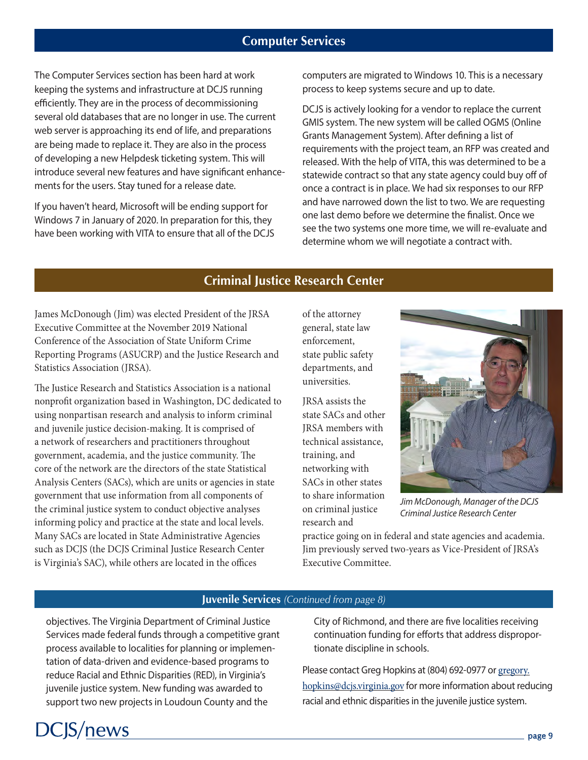## Computer Services

The Computer Services section has been hard at work keeping the systems and infrastructure at DCJS running efficiently. They are in the process of decommissioning several old databases that are no longer in use. The current web server is approaching its end of life, and preparations are being made to replace it. They are also in the process of developing a new Helpdesk ticketing system. This will introduce several new features and have significant enhancements for the users. Stay tuned for a release date.

If you haven't heard, Microsoft will be ending support for Windows 7 in January of 2020. In preparation for this, they have been working with VITA to ensure that all of the DCJS computers are migrated to Windows 10. This is a necessary process to keep systems secure and up to date.

DCJS is actively looking for a vendor to replace the current GMIS system. The new system will be called OGMS (Online Grants Management System). After defining a list of requirements with the project team, an RFP was created and released. With the help of VITA, this was determined to be a statewide contract so that any state agency could buy off of once a contract is in place. We had six responses to our RFP and have narrowed down the list to two. We are requesting one last demo before we determine the finalist. Once we see the two systems one more time, we will re-evaluate and determine whom we will negotiate a contract with.

## Criminal Justice Research Center

James McDonough (Jim) was elected President of the JRSA Executive Committee at the November 2019 National Conference of the Association of State Uniform Crime Reporting Programs (ASUCRP) and the Justice Research and Statistics Association (JRSA).

The Justice Research and Statistics Association is a national nonprofit organization based in Washington, DC dedicated to using nonpartisan research and analysis to inform criminal and juvenile justice decision-making. It is comprised of a network of researchers and practitioners throughout government, academia, and the justice community. The core of the network are the directors of the state Statistical Analysis Centers (SACs), which are units or agencies in state government that use information from all components of the criminal justice system to conduct objective analyses informing policy and practice at the state and local levels. Many SACs are located in State Administrative Agencies such as DCJS (the DCJS Criminal Justice Research Center is Virginia's SAC), while others are located in the offices of the attorney general, state law enforcement, state public safety departments, and universities.

JRSA assists the state SACs and other JRSA members with technical assistance, training, and networking with SACs in other states to share information on criminal justice research and practice going on in federal and state agencies and academia. Jim previously served two-years as Vice-President of JRSA's Executive Committee.

*Jim McDonough, Manager of the DCJS Criminal Justice Research Center*

## Juvenile Services *(Continued from page 8)*

objectives. The Virginia Department of Criminal Justice Services made federal funds through a competitive grant process available to localities for planning or implementation of data-driven and evidence-based programs to reduce Racial and Ethnic Disparities (RED), in Virginia's juvenile justice system. New funding was awarded to support two new projects in Loudoun County and the City of Richmond, and there are five localities receiving continuation funding for efforts that address disproportionate discipline in schools.

Please contact Greg Hopkins at (804) 692-0977 or gregory.hopkins@dcjs.virginia.gov for more information about reducing racial and ethnic disparities in the juvenile justice system.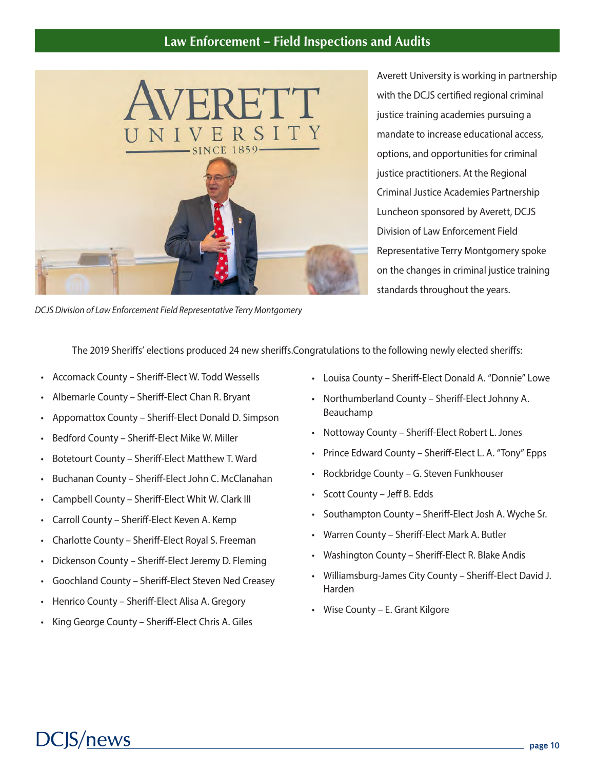## Law Enforcement – Field Inspections and Audits

Averett University is working in partnership with the DCJS certified regional criminal justice training academies pursuing a mandate to increase educational access, options, and opportunities for criminal justice practitioners. At the Regional Criminal Justice Academies Partnership Luncheon sponsored by Averett, DCJS Division of Law Enforcement Field Representative Terry Montgomery spoke on the changes in criminal justice training standards throughout the years.

*DCJS Division of Law Enforcement Field Representative Terry Montgomery*

The 2019 Sheriffs' elections produced 24 new sheriffs.Congratulations to the following newly elected sheriffs:

- Accomack County – Sheriff-Elect W. Todd Wessells
- Albemarle County – Sheriff-Elect Chan R. Bryant
- Appomattox County – Sheriff-Elect Donald D. Simpson
- Bedford County – Sheriff-Elect Mike W. Miller
- Botetourt County – Sheriff-Elect Matthew T. Ward
- Buchanan County – Sheriff-Elect John C. McClanahan
- Campbell County – Sheriff-Elect Whit W. Clark III
- Carroll County – Sheriff-Elect Keven A. Kemp
- Charlotte County – Sheriff-Elect Royal S. Freeman
- Dickenson County – Sheriff-Elect Jeremy D. Fleming
- Goochland County – Sheriff-Elect Steven Ned Creasey
- Henrico County – Sheriff-Elect Alisa A. Gregory
- King George County – Sheriff-Elect Chris A. Giles
- Louisa County – Sheriff-Elect Donald A. "Donnie" Lowe
- Northumberland County – Sheriff-Elect Johnny A. Beauchamp
- Nottoway County – Sheriff-Elect Robert L. Jones
- Prince Edward County – Sheriff-Elect L. A. "Tony" Epps
- Rockbridge County – G. Steven Funkhouser
- Scott County – Jeff B. Edds
- Southampton County – Sheriff-Elect Josh A. Wyche Sr.
- Warren County – Sheriff-Elect Mark A. Butler
- Washington County – Sheriff-Elect R. Blake Andis
- Williamsburg-James City County – Sheriff-Elect David J. Harden
- Wise County – E. Grant Kilgore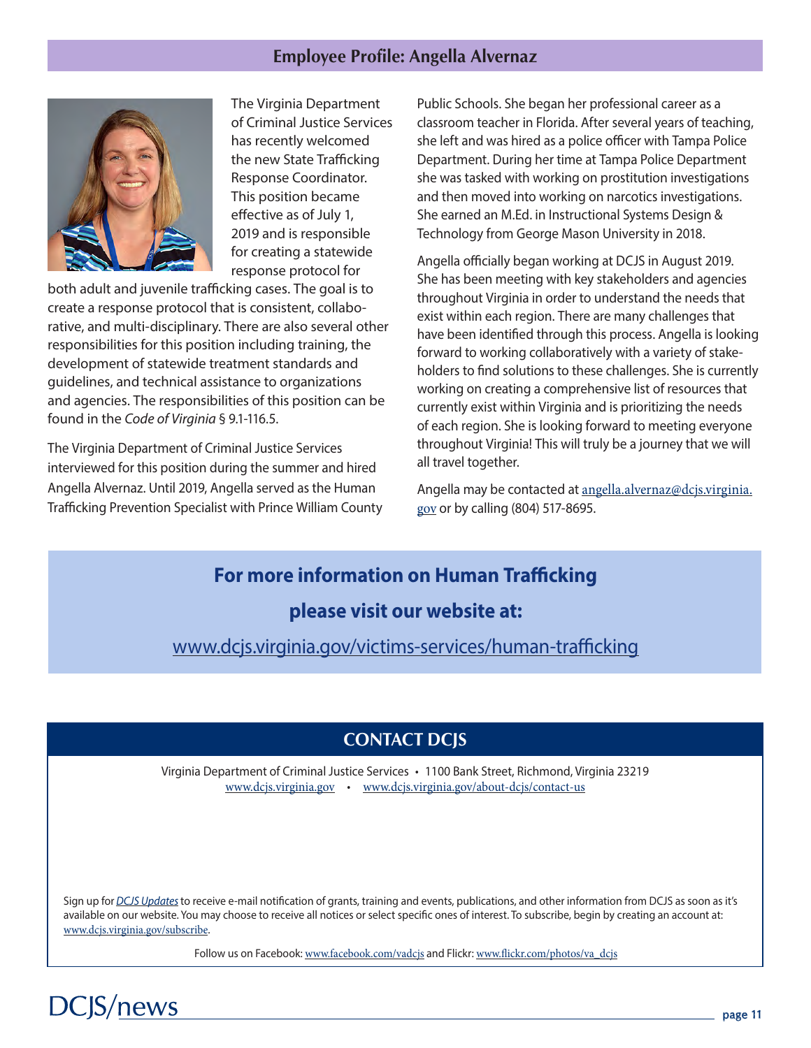## Employee Profile: Angella Alvernaz

The Virginia Department of Criminal Justice Services has recently welcomed the new State Trafficking Response Coordinator. This position became effective as of July 1, 2019 and is responsible for creating a statewide response protocol for both adult and juvenile trafficking cases. The goal is to create a response protocol that is consistent, collaborative, and multi-disciplinary. There are also several other responsibilities for this position including training, the development of statewide treatment standards and guidelines, and technical assistance to organizations and agencies. The responsibilities of this position can be found in the *Code of Virginia* § 9.1-116.5.

The Virginia Department of Criminal Justice Services interviewed for this position during the summer and hired Angella Alvernaz. Until 2019, Angella served as the Human Trafficking Prevention Specialist with Prince William County Public Schools. She began her professional career as a classroom teacher in Florida. After several years of teaching, she left and was hired as a police officer with Tampa Police Department. During her time at Tampa Police Department she was tasked with working on prostitution investigations and then moved into working on narcotics investigations. She earned an M.Ed. in Instructional Systems Design & Technology from George Mason University in 2018.

Angella officially began working at DCJS in August 2019. She has been meeting with key stakeholders and agencies throughout Virginia in order to understand the needs that exist within each region. There are many challenges that have been identified through this process. Angella is looking forward to working collaboratively with a variety of stakeholders to find solutions to these challenges. She is currently working on creating a comprehensive list of resources that currently exist within Virginia and is prioritizing the needs of each region. She is looking forward to meeting everyone throughout Virginia! This will truly be a journey that we will all travel together.

Angella may be contacted at angella.alvernaz@dcjs.virginia.gov or by calling (804) 517-8695.

**For more information on Human Trafficking**

**please visit our website at:**

www.dcjs.virginia.gov/victims-services/human-trafficking

## CONTACT DCJS

Virginia Department of Criminal Justice Services • 1100 Bank Street, Richmond, Virginia 23219
www.dcjs.virginia.gov • www.dcjs.virginia.gov/about-dcjs/contact-us

Sign up for *DCJS Updates* to receive e-mail notification of grants, training and events, publications, and other information from DCJS as soon as it's available on our website. You may choose to receive all notices or select specific ones of interest. To subscribe, begin by creating an account at: www.dcjs.virginia.gov/subscribe.

Follow us on Facebook: www.facebook.com/vadcjs and Flickr: www.flickr.com/photos/va_dcjs